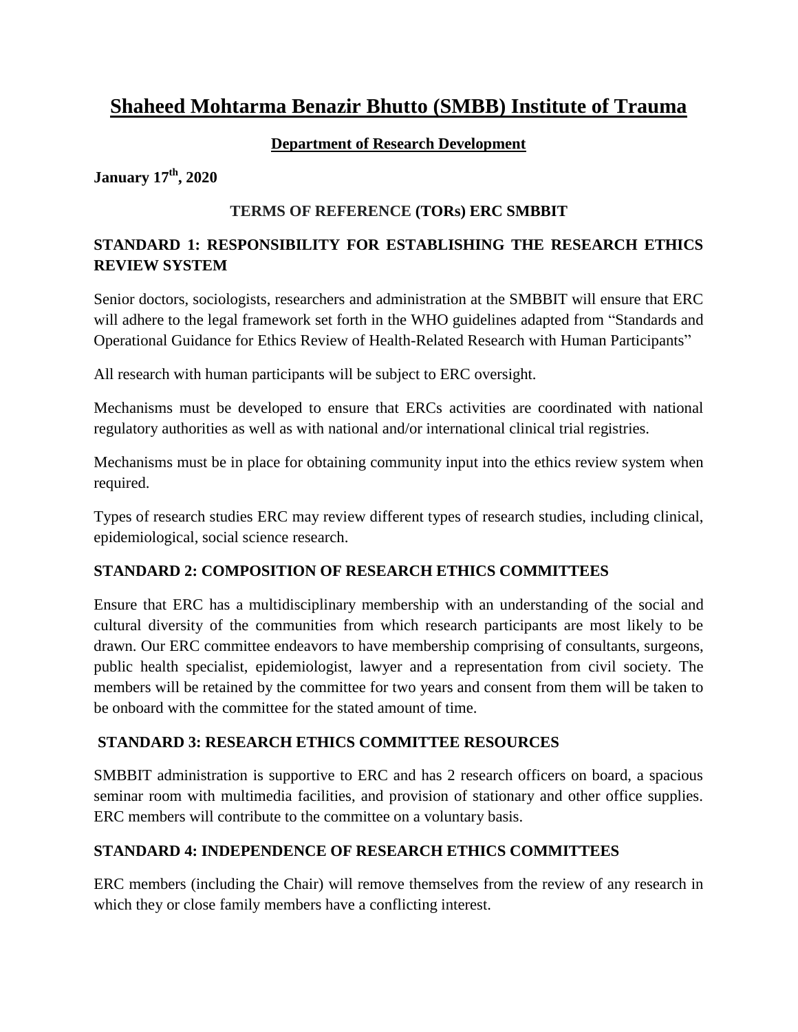# Shaheed Mohtarma Benazir Bhutto (SMBB) Institute of Trauma

**Department of Research Development**

**January 17th, 2020**

### TERMS OF REFERENCE (TORs) ERC SMBBIT

## STANDARD 1: RESPONSIBILITY FOR ESTABLISHING THE RESEARCH ETHICS REVIEW SYSTEM

Senior doctors, sociologists, researchers and administration at the SMBBIT will ensure that ERC will adhere to the legal framework set forth in the WHO guidelines adapted from "Standards and Operational Guidance for Ethics Review of Health-Related Research with Human Participants"

All research with human participants will be subject to ERC oversight.

Mechanisms must be developed to ensure that ERCs activities are coordinated with national regulatory authorities as well as with national and/or international clinical trial registries.

Mechanisms must be in place for obtaining community input into the ethics review system when required.

Types of research studies ERC may review different types of research studies, including clinical, epidemiological, social science research.

## STANDARD 2: COMPOSITION OF RESEARCH ETHICS COMMITTEES

Ensure that ERC has a multidisciplinary membership with an understanding of the social and cultural diversity of the communities from which research participants are most likely to be drawn. Our ERC committee endeavors to have membership comprising of consultants, surgeons, public health specialist, epidemiologist, lawyer and a representation from civil society. The members will be retained by the committee for two years and consent from them will be taken to be onboard with the committee for the stated amount of time.

## STANDARD 3: RESEARCH ETHICS COMMITTEE RESOURCES

SMBBIT administration is supportive to ERC and has 2 research officers on board, a spacious seminar room with multimedia facilities, and provision of stationary and other office supplies. ERC members will contribute to the committee on a voluntary basis.

## STANDARD 4: INDEPENDENCE OF RESEARCH ETHICS COMMITTEES

ERC members (including the Chair) will remove themselves from the review of any research in which they or close family members have a conflicting interest.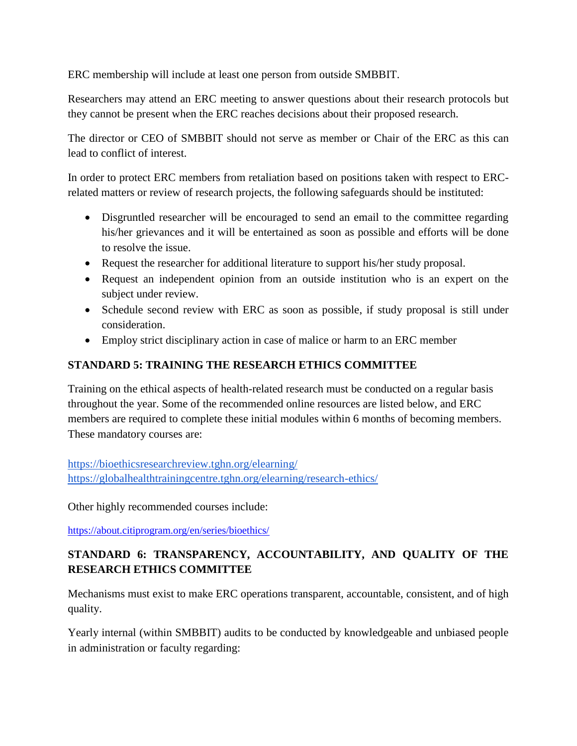ERC membership will include at least one person from outside SMBBIT.

Researchers may attend an ERC meeting to answer questions about their research protocols but they cannot be present when the ERC reaches decisions about their proposed research.

The director or CEO of SMBBIT should not serve as member or Chair of the ERC as this can lead to conflict of interest.

In order to protect ERC members from retaliation based on positions taken with respect to ERC-related matters or review of research projects, the following safeguards should be instituted:

- Disgruntled researcher will be encouraged to send an email to the committee regarding his/her grievances and it will be entertained as soon as possible and efforts will be done to resolve the issue.
- Request the researcher for additional literature to support his/her study proposal.
- Request an independent opinion from an outside institution who is an expert on the subject under review.
- Schedule second review with ERC as soon as possible, if study proposal is still under consideration.
- Employ strict disciplinary action in case of malice or harm to an ERC member

## STANDARD 5: TRAINING THE RESEARCH ETHICS COMMITTEE

Training on the ethical aspects of health-related research must be conducted on a regular basis throughout the year. Some of the recommended online resources are listed below, and ERC members are required to complete these initial modules within 6 months of becoming members. These mandatory courses are:

https://bioethicsresearchreview.tghn.org/elearning/
https://globalhealthtrainingcentre.tghn.org/elearning/research-ethics/

Other highly recommended courses include:

https://about.citiprogram.org/en/series/bioethics/

## STANDARD 6: TRANSPARENCY, ACCOUNTABILITY, AND QUALITY OF THE RESEARCH ETHICS COMMITTEE

Mechanisms must exist to make ERC operations transparent, accountable, consistent, and of high quality.

Yearly internal (within SMBBIT) audits to be conducted by knowledgeable and unbiased people in administration or faculty regarding: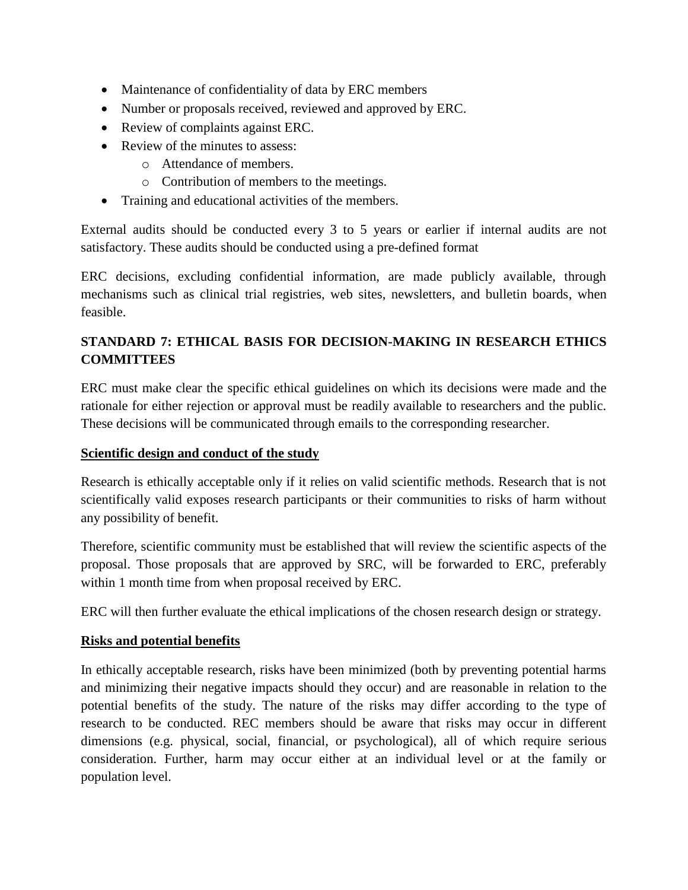- Maintenance of confidentiality of data by ERC members
- Number or proposals received, reviewed and approved by ERC.
- Review of complaints against ERC.
- Review of the minutes to assess:
    - Attendance of members.
    - Contribution of members to the meetings.
- Training and educational activities of the members.

External audits should be conducted every 3 to 5 years or earlier if internal audits are not satisfactory. These audits should be conducted using a pre-defined format

ERC decisions, excluding confidential information, are made publicly available, through mechanisms such as clinical trial registries, web sites, newsletters, and bulletin boards, when feasible.

## STANDARD 7: ETHICAL BASIS FOR DECISION-MAKING IN RESEARCH ETHICS COMMITTEES

ERC must make clear the specific ethical guidelines on which its decisions were made and the rationale for either rejection or approval must be readily available to researchers and the public. These decisions will be communicated through emails to the corresponding researcher.

### Scientific design and conduct of the study

Research is ethically acceptable only if it relies on valid scientific methods. Research that is not scientifically valid exposes research participants or their communities to risks of harm without any possibility of benefit.

Therefore, scientific community must be established that will review the scientific aspects of the proposal. Those proposals that are approved by SRC, will be forwarded to ERC, preferably within 1 month time from when proposal received by ERC.

ERC will then further evaluate the ethical implications of the chosen research design or strategy.

### Risks and potential benefits

In ethically acceptable research, risks have been minimized (both by preventing potential harms and minimizing their negative impacts should they occur) and are reasonable in relation to the potential benefits of the study. The nature of the risks may differ according to the type of research to be conducted. REC members should be aware that risks may occur in different dimensions (e.g. physical, social, financial, or psychological), all of which require serious consideration. Further, harm may occur either at an individual level or at the family or population level.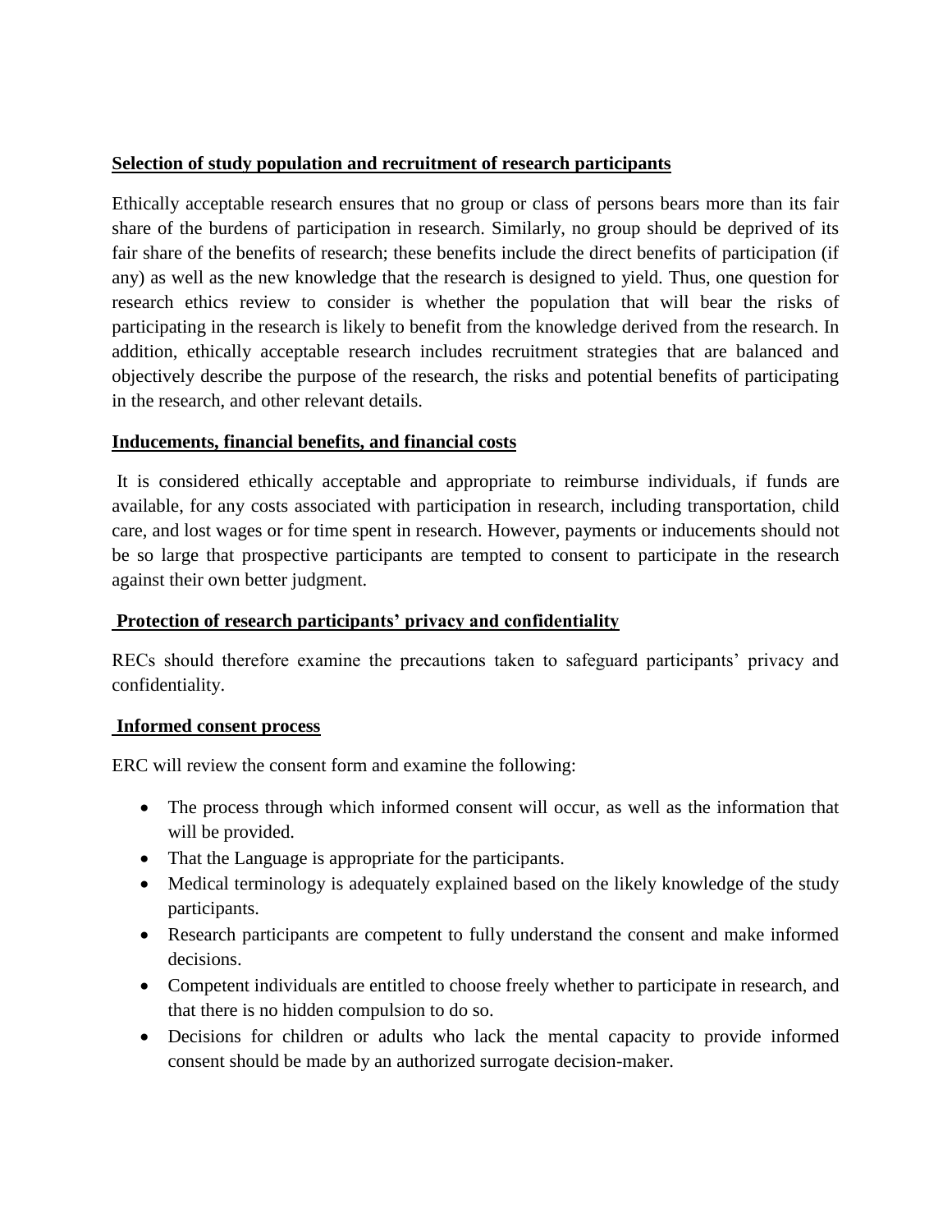**Selection of study population and recruitment of research participants**

Ethically acceptable research ensures that no group or class of persons bears more than its fair share of the burdens of participation in research. Similarly, no group should be deprived of its fair share of the benefits of research; these benefits include the direct benefits of participation (if any) as well as the new knowledge that the research is designed to yield. Thus, one question for research ethics review to consider is whether the population that will bear the risks of participating in the research is likely to benefit from the knowledge derived from the research. In addition, ethically acceptable research includes recruitment strategies that are balanced and objectively describe the purpose of the research, the risks and potential benefits of participating in the research, and other relevant details.

**Inducements, financial benefits, and financial costs**

It is considered ethically acceptable and appropriate to reimburse individuals, if funds are available, for any costs associated with participation in research, including transportation, child care, and lost wages or for time spent in research. However, payments or inducements should not be so large that prospective participants are tempted to consent to participate in the research against their own better judgment.

**Protection of research participants' privacy and confidentiality**

RECs should therefore examine the precautions taken to safeguard participants' privacy and confidentiality.

**Informed consent process**

ERC will review the consent form and examine the following:

- The process through which informed consent will occur, as well as the information that will be provided.
- That the Language is appropriate for the participants.
- Medical terminology is adequately explained based on the likely knowledge of the study participants.
- Research participants are competent to fully understand the consent and make informed decisions.
- Competent individuals are entitled to choose freely whether to participate in research, and that there is no hidden compulsion to do so.
- Decisions for children or adults who lack the mental capacity to provide informed consent should be made by an authorized surrogate decision-maker.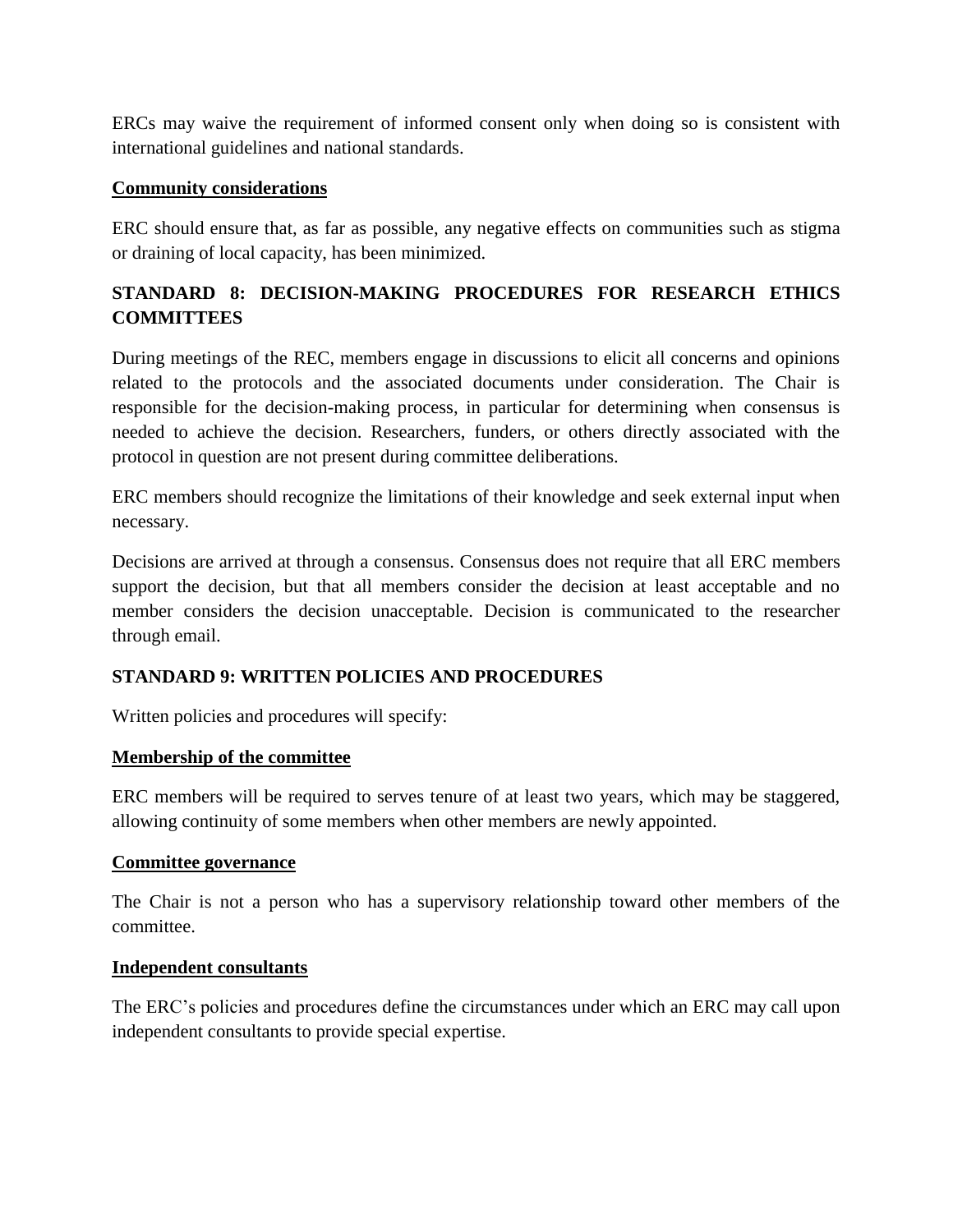ERCs may waive the requirement of informed consent only when doing so is consistent with international guidelines and national standards.

**Community considerations**

ERC should ensure that, as far as possible, any negative effects on communities such as stigma or draining of local capacity, has been minimized.

## STANDARD 8: DECISION-MAKING PROCEDURES FOR RESEARCH ETHICS COMMITTEES

During meetings of the REC, members engage in discussions to elicit all concerns and opinions related to the protocols and the associated documents under consideration. The Chair is responsible for the decision-making process, in particular for determining when consensus is needed to achieve the decision. Researchers, funders, or others directly associated with the protocol in question are not present during committee deliberations.

ERC members should recognize the limitations of their knowledge and seek external input when necessary.

Decisions are arrived at through a consensus. Consensus does not require that all ERC members support the decision, but that all members consider the decision at least acceptable and no member considers the decision unacceptable. Decision is communicated to the researcher through email.

## STANDARD 9: WRITTEN POLICIES AND PROCEDURES

Written policies and procedures will specify:

**Membership of the committee**

ERC members will be required to serves tenure of at least two years, which may be staggered, allowing continuity of some members when other members are newly appointed.

**Committee governance**

The Chair is not a person who has a supervisory relationship toward other members of the committee.

**Independent consultants**

The ERC's policies and procedures define the circumstances under which an ERC may call upon independent consultants to provide special expertise.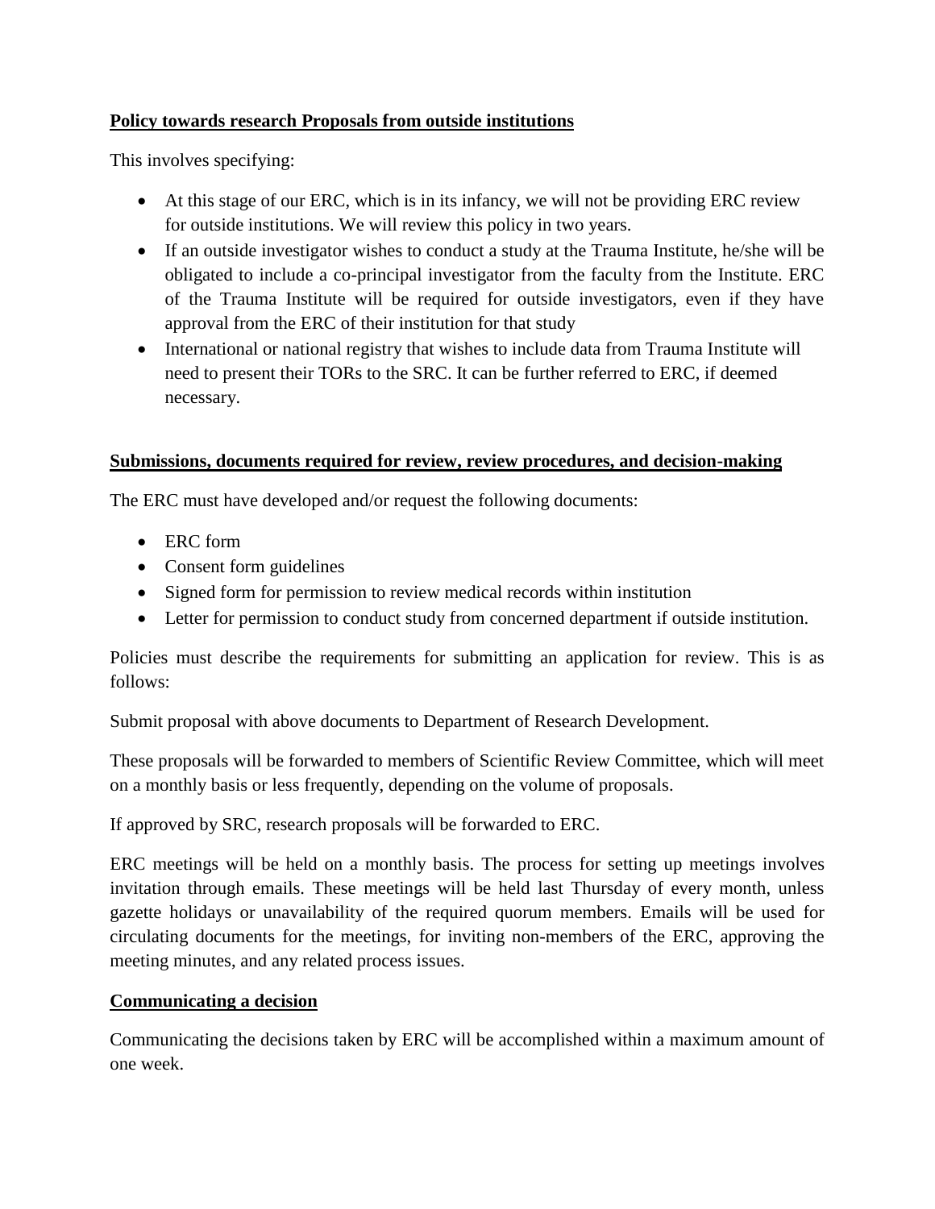**Policy towards research Proposals from outside institutions**

This involves specifying:

- At this stage of our ERC, which is in its infancy, we will not be providing ERC review for outside institutions. We will review this policy in two years.
- If an outside investigator wishes to conduct a study at the Trauma Institute, he/she will be obligated to include a co-principal investigator from the faculty from the Institute. ERC of the Trauma Institute will be required for outside investigators, even if they have approval from the ERC of their institution for that study
- International or national registry that wishes to include data from Trauma Institute will need to present their TORs to the SRC. It can be further referred to ERC, if deemed necessary.

**Submissions, documents required for review, review procedures, and decision-making**

The ERC must have developed and/or request the following documents:

- ERC form
- Consent form guidelines
- Signed form for permission to review medical records within institution
- Letter for permission to conduct study from concerned department if outside institution.

Policies must describe the requirements for submitting an application for review. This is as follows:

Submit proposal with above documents to Department of Research Development.

These proposals will be forwarded to members of Scientific Review Committee, which will meet on a monthly basis or less frequently, depending on the volume of proposals.

If approved by SRC, research proposals will be forwarded to ERC.

ERC meetings will be held on a monthly basis. The process for setting up meetings involves invitation through emails. These meetings will be held last Thursday of every month, unless gazette holidays or unavailability of the required quorum members. Emails will be used for circulating documents for the meetings, for inviting non-members of the ERC, approving the meeting minutes, and any related process issues.

**Communicating a decision**

Communicating the decisions taken by ERC will be accomplished within a maximum amount of one week.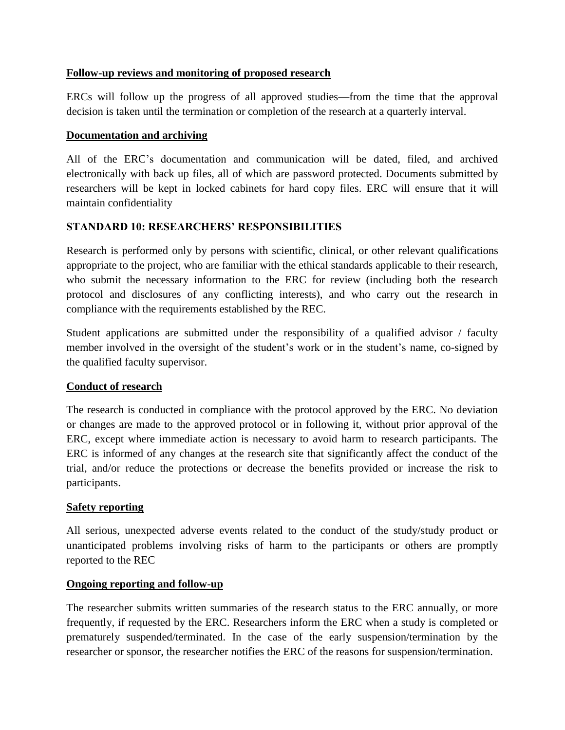**Follow-up reviews and monitoring of proposed research**

ERCs will follow up the progress of all approved studies—from the time that the approval decision is taken until the termination or completion of the research at a quarterly interval.

**Documentation and archiving**

All of the ERC's documentation and communication will be dated, filed, and archived electronically with back up files, all of which are password protected. Documents submitted by researchers will be kept in locked cabinets for hard copy files. ERC will ensure that it will maintain confidentiality

## STANDARD 10: RESEARCHERS' RESPONSIBILITIES

Research is performed only by persons with scientific, clinical, or other relevant qualifications appropriate to the project, who are familiar with the ethical standards applicable to their research, who submit the necessary information to the ERC for review (including both the research protocol and disclosures of any conflicting interests), and who carry out the research in compliance with the requirements established by the REC.

Student applications are submitted under the responsibility of a qualified advisor / faculty member involved in the oversight of the student's work or in the student's name, co-signed by the qualified faculty supervisor.

**Conduct of research**

The research is conducted in compliance with the protocol approved by the ERC. No deviation or changes are made to the approved protocol or in following it, without prior approval of the ERC, except where immediate action is necessary to avoid harm to research participants. The ERC is informed of any changes at the research site that significantly affect the conduct of the trial, and/or reduce the protections or decrease the benefits provided or increase the risk to participants.

**Safety reporting**

All serious, unexpected adverse events related to the conduct of the study/study product or unanticipated problems involving risks of harm to the participants or others are promptly reported to the REC

**Ongoing reporting and follow-up**

The researcher submits written summaries of the research status to the ERC annually, or more frequently, if requested by the ERC. Researchers inform the ERC when a study is completed or prematurely suspended/terminated. In the case of the early suspension/termination by the researcher or sponsor, the researcher notifies the ERC of the reasons for suspension/termination.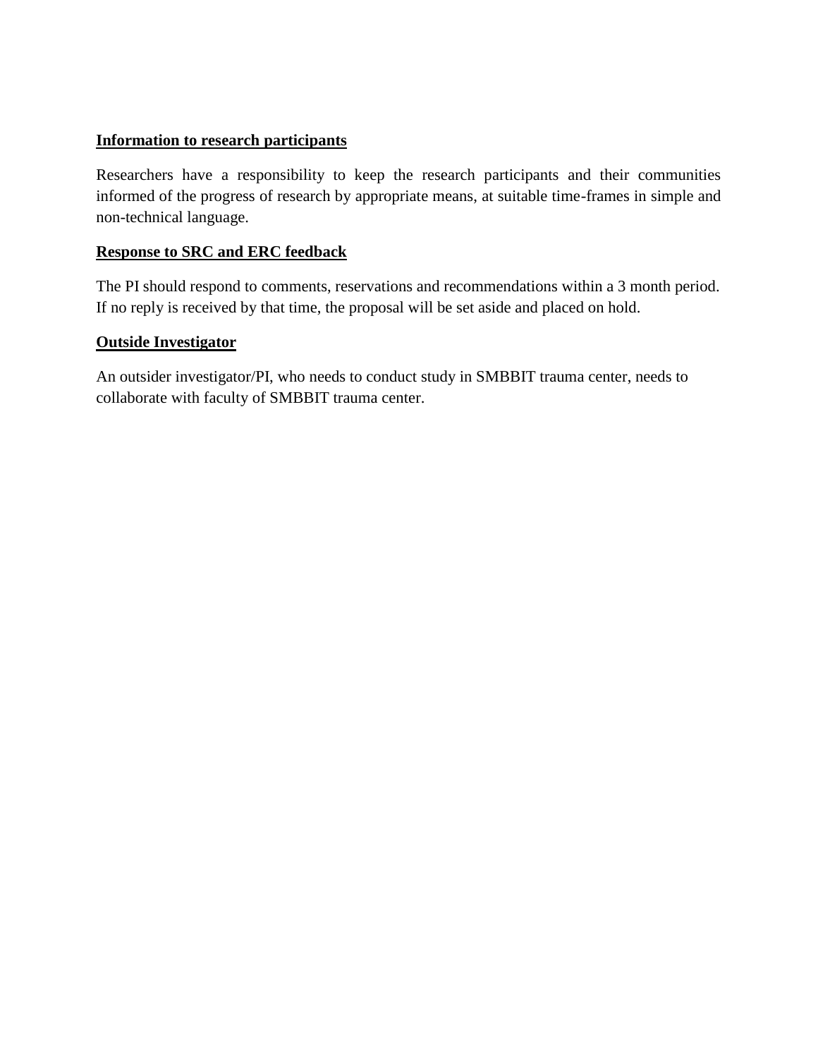**Information to research participants**

Researchers have a responsibility to keep the research participants and their communities informed of the progress of research by appropriate means, at suitable time-frames in simple and non-technical language.

**Response to SRC and ERC feedback**

The PI should respond to comments, reservations and recommendations within a 3 month period. If no reply is received by that time, the proposal will be set aside and placed on hold.

**Outside Investigator**

An outsider investigator/PI, who needs to conduct study in SMBBIT trauma center, needs to collaborate with faculty of SMBBIT trauma center.